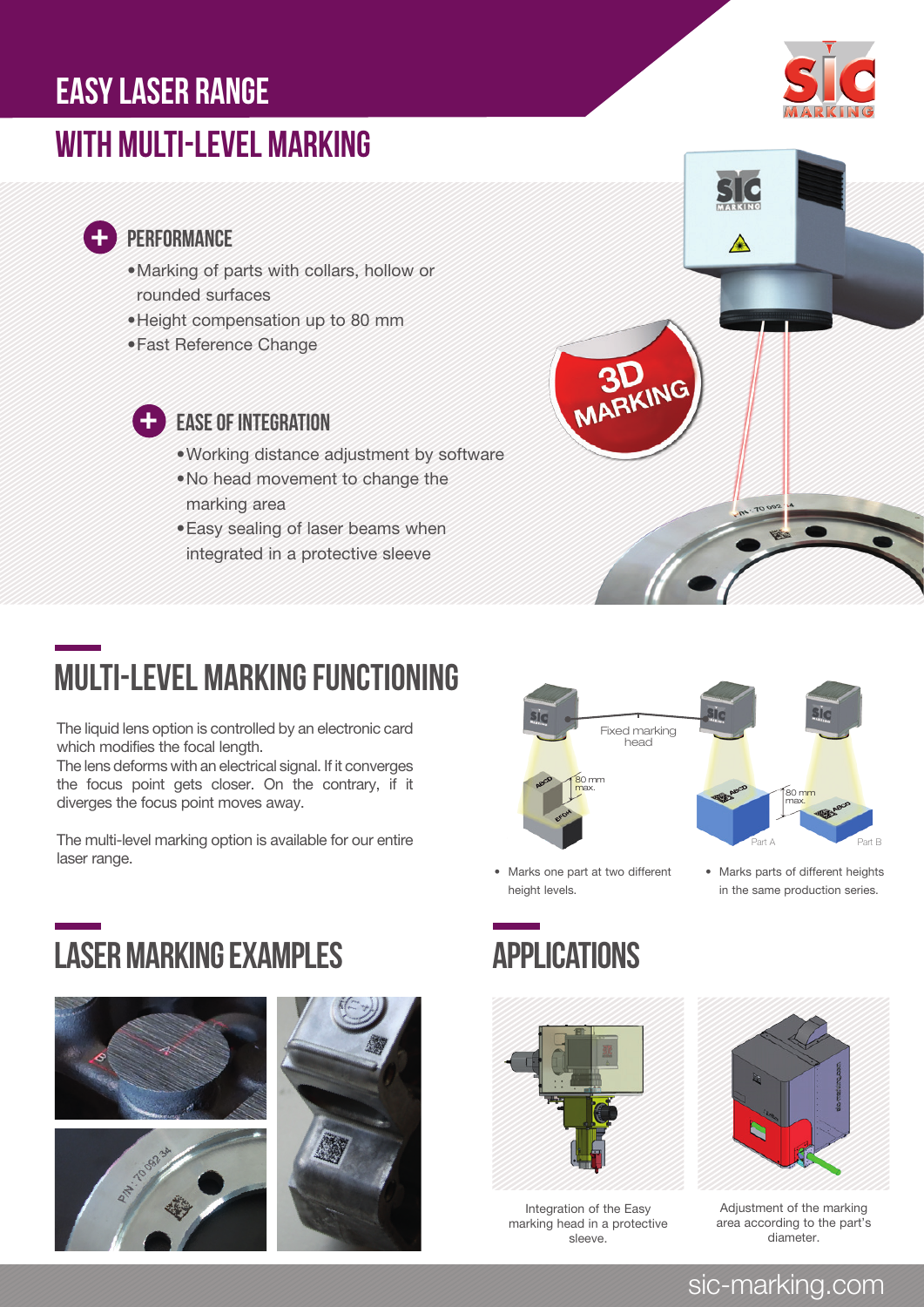# EASY LASER RANGE

## WITH MULTI-LEVEL MARKING

### PERFORMANCE

- Marking of parts with collars, hollow or rounded surfaces
- Height compensation up to 80 mm
- Fast Reference Change

### EASE OF INTEGRATION

- Working distance adjustment by software
- No head movement to change the marking area
- Easy sealing of laser beams when integrated in a protective sleeve

3D MARKING

## MULTI-LEVEL MARKING FUNCTIONING

The liquid lens option is controlled by an electronic card which modifies the focal length.
The lens deforms with an electrical signal. If it converges the focus point gets closer. On the contrary, if it diverges the focus point moves away.

The multi-level marking option is available for our entire laser range.

Fixed marking head

80 mm max.

80 mm max.

Part A

Part B

- Marks one part at two different height levels.
- Marks parts of different heights in the same production series.

## LASER MARKING EXAMPLES

## APPLICATIONS

Integration of the Easy marking head in a protective sleeve.

Adjustment of the marking area according to the part's diameter.

sic-marking.com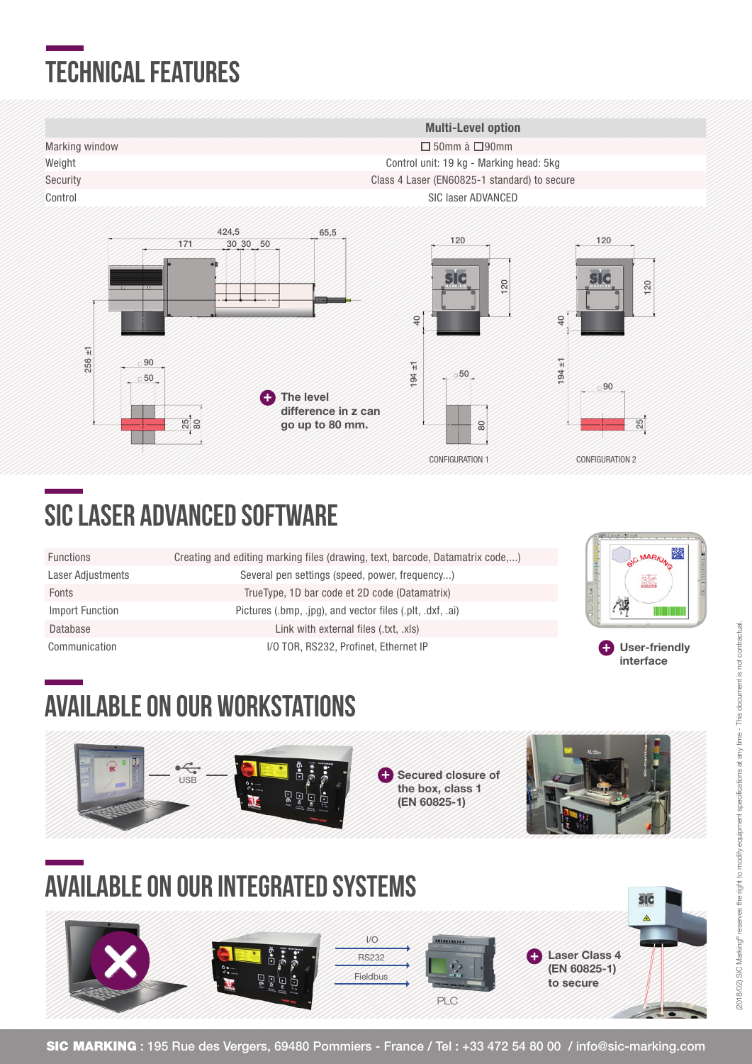# TECHNICAL FEATURES

| | Multi-Level option |
|---|---|
| Marking window | ☐ 50mm à ☐90mm |
| Weight | Control unit: 19 kg - Marking head: 5kg |
| Security | Class 4 Laser (EN60825-1 standard) to secure |
| Control | SIC laser ADVANCED |

424,5
65,5
171
30 30 50
120
120
120
120
40
40
256 ±1
90
50
194 ±1
194 ±1
50
90
25
80
80
25

**The level difference in z can go up to 80 mm.**

CONFIGURATION 1

CONFIGURATION 2

# SIC LASER ADVANCED SOFTWARE

| | |
|---|---|
| Functions | Creating and editing marking files (drawing, text, barcode, Datamatrix code,...) |
| Laser Adjustments | Several pen settings (speed, power, frequency...) |
| Fonts | TrueType, 1D bar code et 2D code (Datamatrix) |
| Import Function | Pictures (.bmp, .jpg), and vector files (.plt, .dxf, .ai) |
| Database | Link with external files (.txt, .xls) |
| Communication | I/O TOR, RS232, Profinet, Ethernet IP |

**User-friendly interface**

# AVAILABLE ON OUR WORKSTATIONS

USB

**Secured closure of the box, class 1 (EN 60825-1)**

# AVAILABLE ON OUR INTEGRATED SYSTEMS

I/O
RS232
Fieldbus
PLC

**Laser Class 4 (EN 60825-1) to secure**

(2018.02) SIC Marking® reserves the right to modify equipment specifications at any time - This document is not contractual.

**SIC MARKING** : 195 Rue des Vergers, 69480 Pommiers - France / Tel : +33 472 54 80 00 / info@sic-marking.com